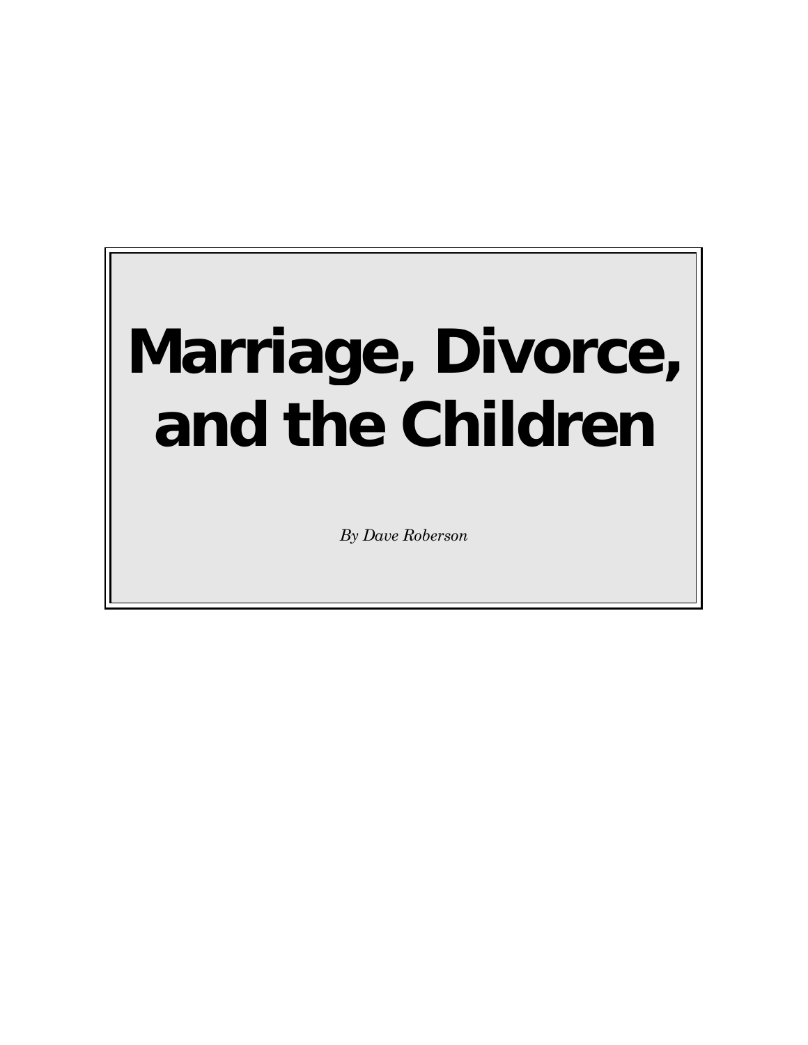# Marriage, Divorce, and the Children

*By Dave Roberson*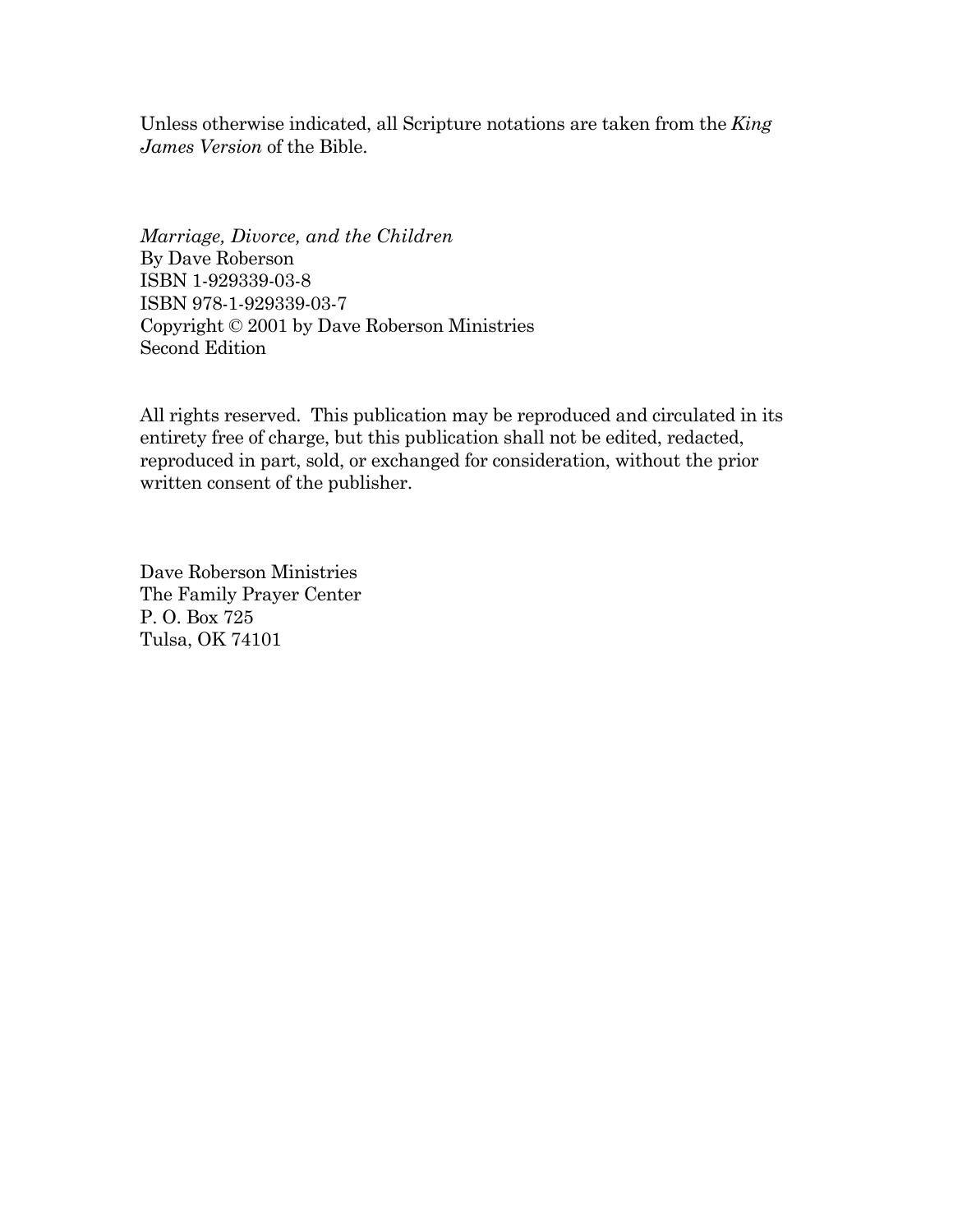Unless otherwise indicated, all Scripture notations are taken from the *King James Version* of the Bible.

*Marriage, Divorce, and the Children*
By Dave Roberson
ISBN 1-929339-03-8
ISBN 978-1-929339-03-7
Copyright © 2001 by Dave Roberson Ministries
Second Edition

All rights reserved. This publication may be reproduced and circulated in its entirety free of charge, but this publication shall not be edited, redacted, reproduced in part, sold, or exchanged for consideration, without the prior written consent of the publisher.

Dave Roberson Ministries
The Family Prayer Center
P. O. Box 725
Tulsa, OK 74101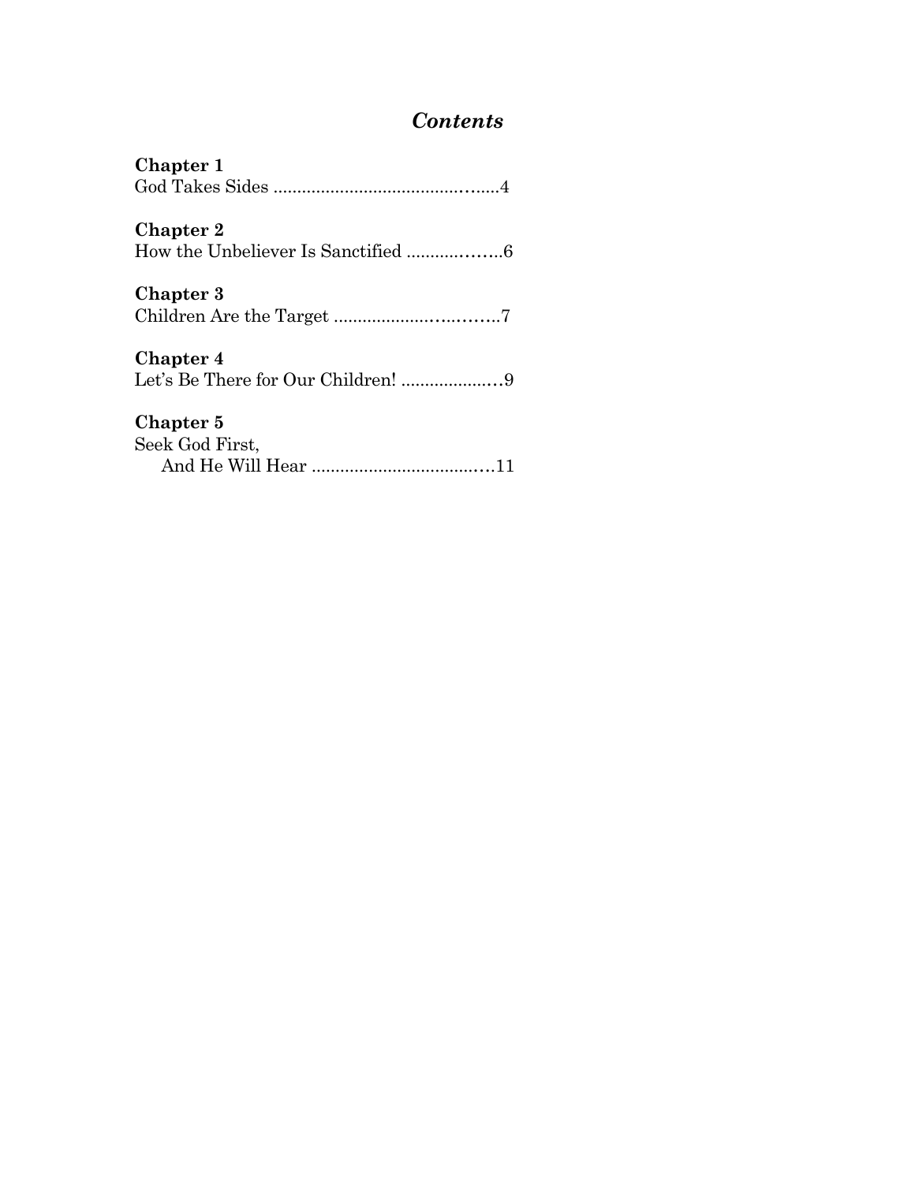# *Contents*

**Chapter 1**
God Takes Sides ..........................................4

**Chapter 2**
How the Unbeliever Is Sanctified ..................6

**Chapter 3**
Children Are the Target ...............................7

**Chapter 4**
Let's Be There for Our Children! ....................9

**Chapter 5**
Seek God First,
And He Will Hear ......................................11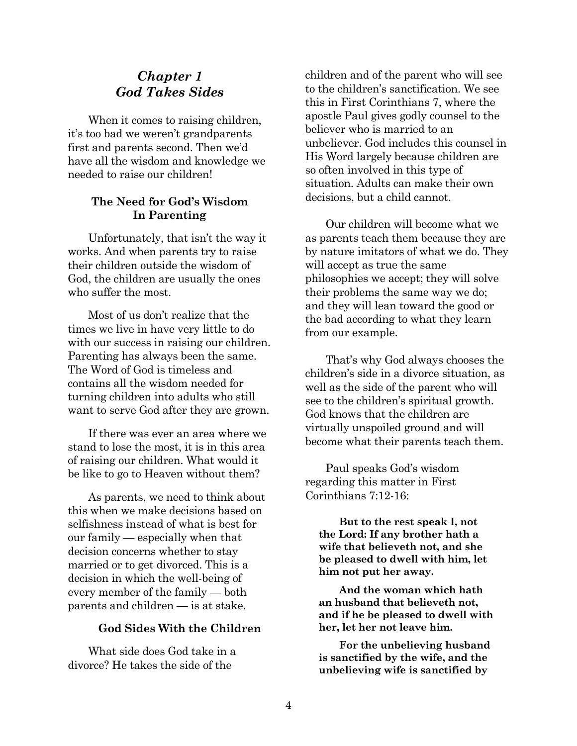# *Chapter 1*
# *God Takes Sides*

When it comes to raising children, it's too bad we weren't grandparents first and parents second. Then we'd have all the wisdom and knowledge we needed to raise our children!

### The Need for God's Wisdom In Parenting

Unfortunately, that isn't the way it works. And when parents try to raise their children outside the wisdom of God, the children are usually the ones who suffer the most.

Most of us don't realize that the times we live in have very little to do with our success in raising our children. Parenting has always been the same. The Word of God is timeless and contains all the wisdom needed for turning children into adults who still want to serve God after they are grown.

If there was ever an area where we stand to lose the most, it is in this area of raising our children. What would it be like to go to Heaven without them?

As parents, we need to think about this when we make decisions based on selfishness instead of what is best for our family — especially when that decision concerns whether to stay married or to get divorced. This is a decision in which the well-being of every member of the family — both parents and children — is at stake.

### God Sides With the Children

What side does God take in a divorce? He takes the side of the children and of the parent who will see to the children's sanctification. We see this in First Corinthians 7, where the apostle Paul gives godly counsel to the believer who is married to an unbeliever. God includes this counsel in His Word largely because children are so often involved in this type of situation. Adults can make their own decisions, but a child cannot.

Our children will become what we as parents teach them because they are by nature imitators of what we do. They will accept as true the same philosophies we accept; they will solve their problems the same way we do; and they will lean toward the good or the bad according to what they learn from our example.

That's why God always chooses the children's side in a divorce situation, as well as the side of the parent who will see to the children's spiritual growth. God knows that the children are virtually unspoiled ground and will become what their parents teach them.

Paul speaks God's wisdom regarding this matter in First Corinthians 7:12-16:

> **But to the rest speak I, not the Lord: If any brother hath a wife that believeth not, and she be pleased to dwell with him, let him not put her away.**
>
> **And the woman which hath an husband that believeth not, and if he be pleased to dwell with her, let her not leave him.**
>
> **For the unbelieving husband is sanctified by the wife, and the unbelieving wife is sanctified by**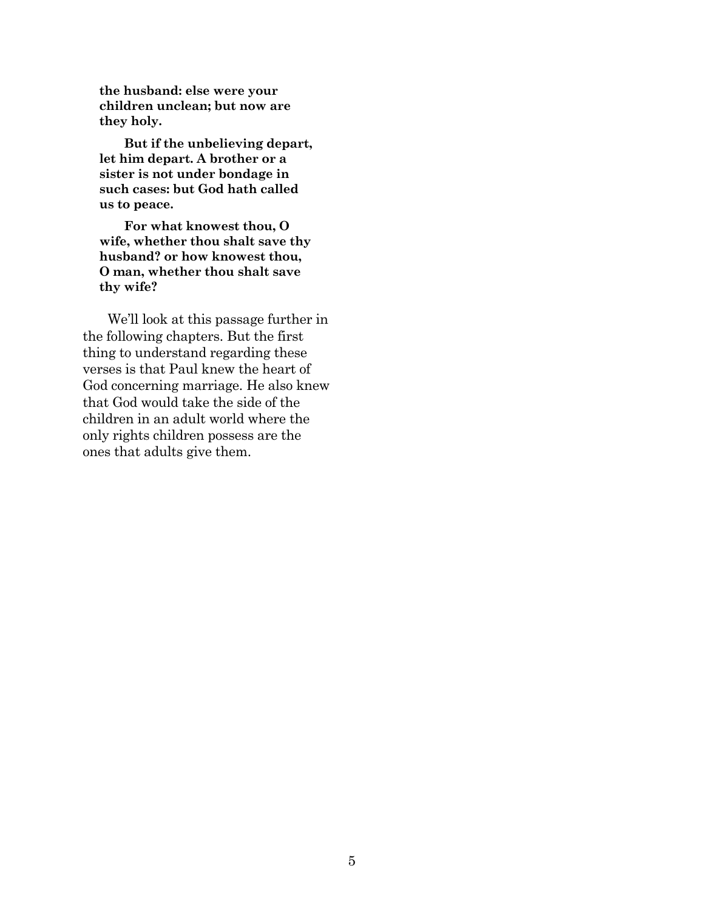**the husband: else were your children unclean; but now are they holy.**

**But if the unbelieving depart, let him depart. A brother or a sister is not under bondage in such cases: but God hath called us to peace.**

**For what knowest thou, O wife, whether thou shalt save thy husband? or how knowest thou, O man, whether thou shalt save thy wife?**

We'll look at this passage further in the following chapters. But the first thing to understand regarding these verses is that Paul knew the heart of God concerning marriage. He also knew that God would take the side of the children in an adult world where the only rights children possess are the ones that adults give them.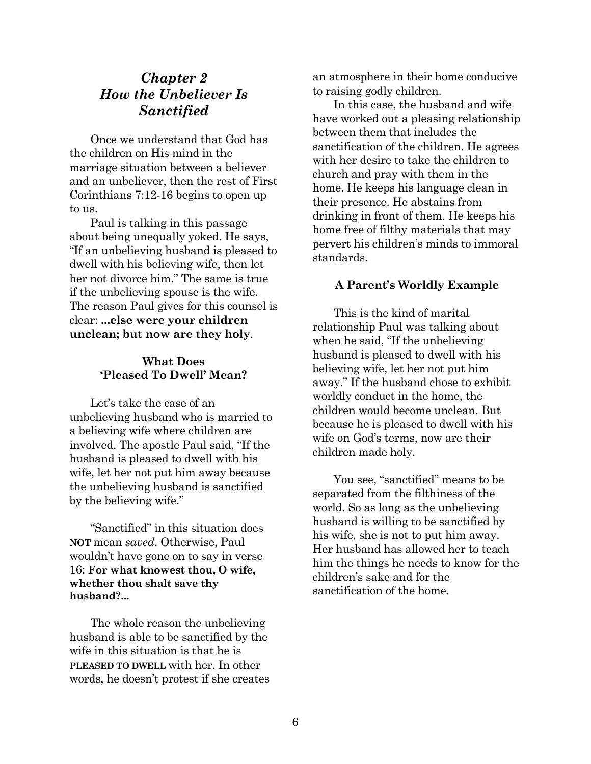## *Chapter 2*
## *How the Unbeliever Is Sanctified*

Once we understand that God has the children on His mind in the marriage situation between a believer and an unbeliever, then the rest of First Corinthians 7:12-16 begins to open up to us.

Paul is talking in this passage about being unequally yoked. He says, "If an unbelieving husband is pleased to dwell with his believing wife, then let her not divorce him." The same is true if the unbelieving spouse is the wife. The reason Paul gives for this counsel is clear: **...else were your children unclean; but now are they holy**.

### What Does 'Pleased To Dwell' Mean?

Let's take the case of an unbelieving husband who is married to a believing wife where children are involved. The apostle Paul said, "If the husband is pleased to dwell with his wife, let her not put him away because the unbelieving husband is sanctified by the believing wife."

"Sanctified" in this situation does **NOT** mean *saved*. Otherwise, Paul wouldn't have gone on to say in verse 16: **For what knowest thou, O wife, whether thou shalt save thy husband?...**

The whole reason the unbelieving husband is able to be sanctified by the wife in this situation is that he is **PLEASED TO DWELL** with her. In other words, he doesn't protest if she creates an atmosphere in their home conducive to raising godly children.

In this case, the husband and wife have worked out a pleasing relationship between them that includes the sanctification of the children. He agrees with her desire to take the children to church and pray with them in the home. He keeps his language clean in their presence. He abstains from drinking in front of them. He keeps his home free of filthy materials that may pervert his children's minds to immoral standards.

### A Parent's Worldly Example

This is the kind of marital relationship Paul was talking about when he said, "If the unbelieving husband is pleased to dwell with his believing wife, let her not put him away." If the husband chose to exhibit worldly conduct in the home, the children would become unclean. But because he is pleased to dwell with his wife on God's terms, now are their children made holy.

You see, "sanctified" means to be separated from the filthiness of the world. So as long as the unbelieving husband is willing to be sanctified by his wife, she is not to put him away. Her husband has allowed her to teach him the things he needs to know for the children's sake and for the sanctification of the home.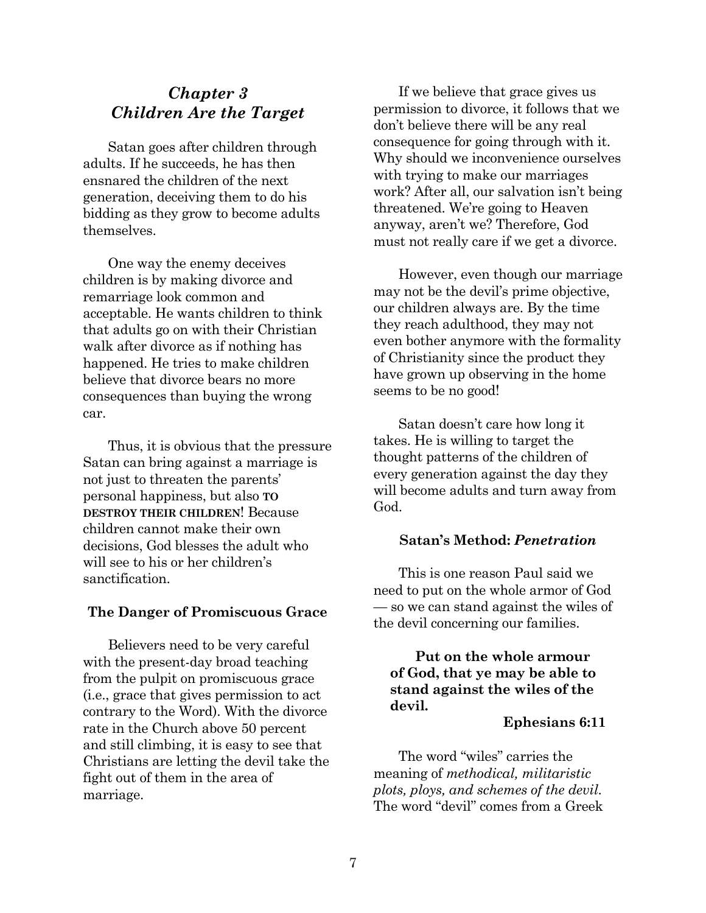## *Chapter 3*
## *Children Are the Target*

Satan goes after children through adults. If he succeeds, he has then ensnared the children of the next generation, deceiving them to do his bidding as they grow to become adults themselves.

One way the enemy deceives children is by making divorce and remarriage look common and acceptable. He wants children to think that adults go on with their Christian walk after divorce as if nothing has happened. He tries to make children believe that divorce bears no more consequences than buying the wrong car.

Thus, it is obvious that the pressure Satan can bring against a marriage is not just to threaten the parents' personal happiness, but also **TO DESTROY THEIR CHILDREN**! Because children cannot make their own decisions, God blesses the adult who will see to his or her children's sanctification.

### The Danger of Promiscuous Grace

Believers need to be very careful with the present-day broad teaching from the pulpit on promiscuous grace (i.e., grace that gives permission to act contrary to the Word). With the divorce rate in the Church above 50 percent and still climbing, it is easy to see that Christians are letting the devil take the fight out of them in the area of marriage.

If we believe that grace gives us permission to divorce, it follows that we don't believe there will be any real consequence for going through with it. Why should we inconvenience ourselves with trying to make our marriages work? After all, our salvation isn't being threatened. We're going to Heaven anyway, aren't we? Therefore, God must not really care if we get a divorce.

However, even though our marriage may not be the devil's prime objective, our children always are. By the time they reach adulthood, they may not even bother anymore with the formality of Christianity since the product they have grown up observing in the home seems to be no good!

Satan doesn't care how long it takes. He is willing to target the thought patterns of the children of every generation against the day they will become adults and turn away from God.

### Satan's Method: *Penetration*

This is one reason Paul said we need to put on the whole armor of God — so we can stand against the wiles of the devil concerning our families.

> **Put on the whole armour of God, that ye may be able to stand against the wiles of the devil.**
>
> **Ephesians 6:11**

The word "wiles" carries the meaning of *methodical, militaristic plots, ploys, and schemes of the devil.* The word "devil" comes from a Greek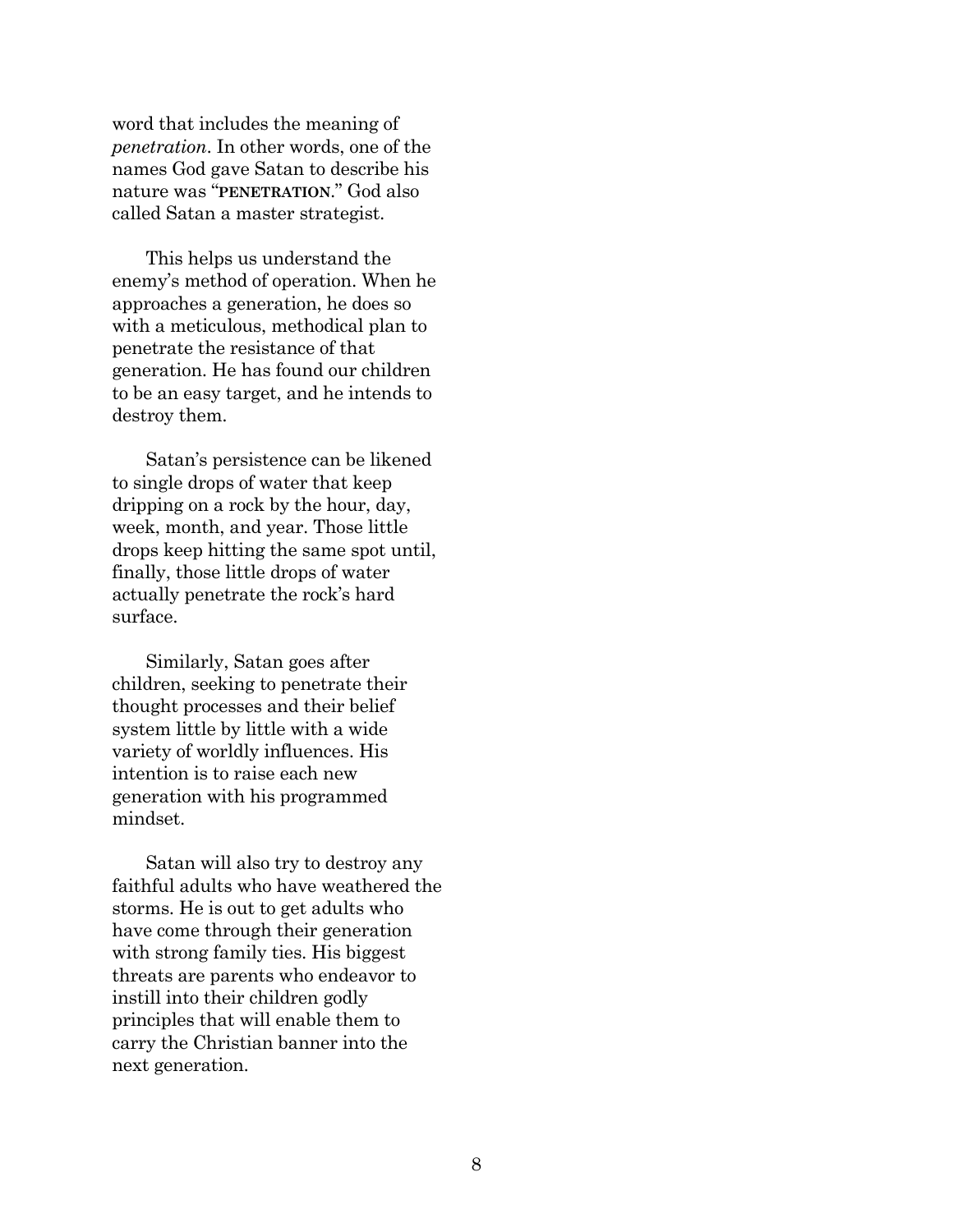word that includes the meaning of *penetration*. In other words, one of the names God gave Satan to describe his nature was "**PENETRATION**." God also called Satan a master strategist.

This helps us understand the enemy's method of operation. When he approaches a generation, he does so with a meticulous, methodical plan to penetrate the resistance of that generation. He has found our children to be an easy target, and he intends to destroy them.

Satan's persistence can be likened to single drops of water that keep dripping on a rock by the hour, day, week, month, and year. Those little drops keep hitting the same spot until, finally, those little drops of water actually penetrate the rock's hard surface.

Similarly, Satan goes after children, seeking to penetrate their thought processes and their belief system little by little with a wide variety of worldly influences. His intention is to raise each new generation with his programmed mindset.

Satan will also try to destroy any faithful adults who have weathered the storms. He is out to get adults who have come through their generation with strong family ties. His biggest threats are parents who endeavor to instill into their children godly principles that will enable them to carry the Christian banner into the next generation.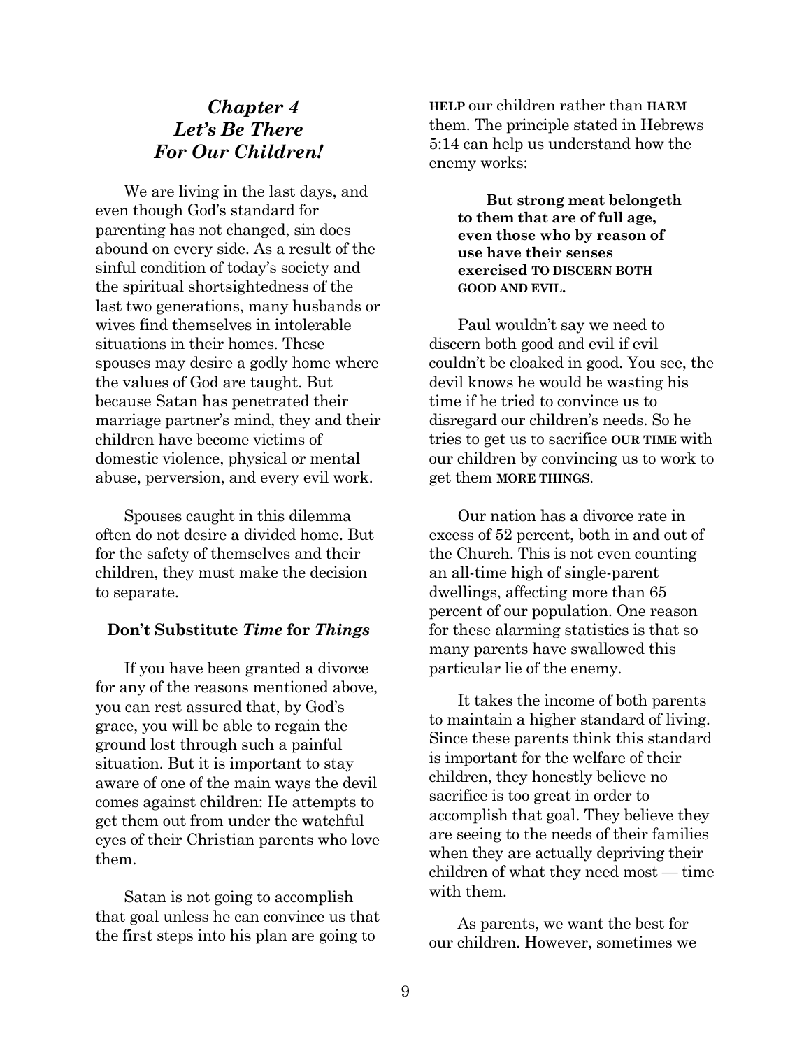# *Chapter 4*
# *Let's Be There For Our Children!*

We are living in the last days, and even though God's standard for parenting has not changed, sin does abound on every side. As a result of the sinful condition of today's society and the spiritual shortsightedness of the last two generations, many husbands or wives find themselves in intolerable situations in their homes. These spouses may desire a godly home where the values of God are taught. But because Satan has penetrated their marriage partner's mind, they and their children have become victims of domestic violence, physical or mental abuse, perversion, and every evil work.

Spouses caught in this dilemma often do not desire a divided home. But for the safety of themselves and their children, they must make the decision to separate.

### Don't Substitute *Time* for *Things*

If you have been granted a divorce for any of the reasons mentioned above, you can rest assured that, by God's grace, you will be able to regain the ground lost through such a painful situation. But it is important to stay aware of one of the main ways the devil comes against children: He attempts to get them out from under the watchful eyes of their Christian parents who love them.

Satan is not going to accomplish that goal unless he can convince us that the first steps into his plan are going to **HELP** our children rather than **HARM** them. The principle stated in Hebrews 5:14 can help us understand how the enemy works:

> **But strong meat belongeth to them that are of full age, even those who by reason of use have their senses exercised TO DISCERN BOTH GOOD AND EVIL.**

Paul wouldn't say we need to discern both good and evil if evil couldn't be cloaked in good. You see, the devil knows he would be wasting his time if he tried to convince us to disregard our children's needs. So he tries to get us to sacrifice **OUR TIME** with our children by convincing us to work to get them **MORE THINGS**.

Our nation has a divorce rate in excess of 52 percent, both in and out of the Church. This is not even counting an all-time high of single-parent dwellings, affecting more than 65 percent of our population. One reason for these alarming statistics is that so many parents have swallowed this particular lie of the enemy.

It takes the income of both parents to maintain a higher standard of living. Since these parents think this standard is important for the welfare of their children, they honestly believe no sacrifice is too great in order to accomplish that goal. They believe they are seeing to the needs of their families when they are actually depriving their children of what they need most — time with them.

As parents, we want the best for our children. However, sometimes we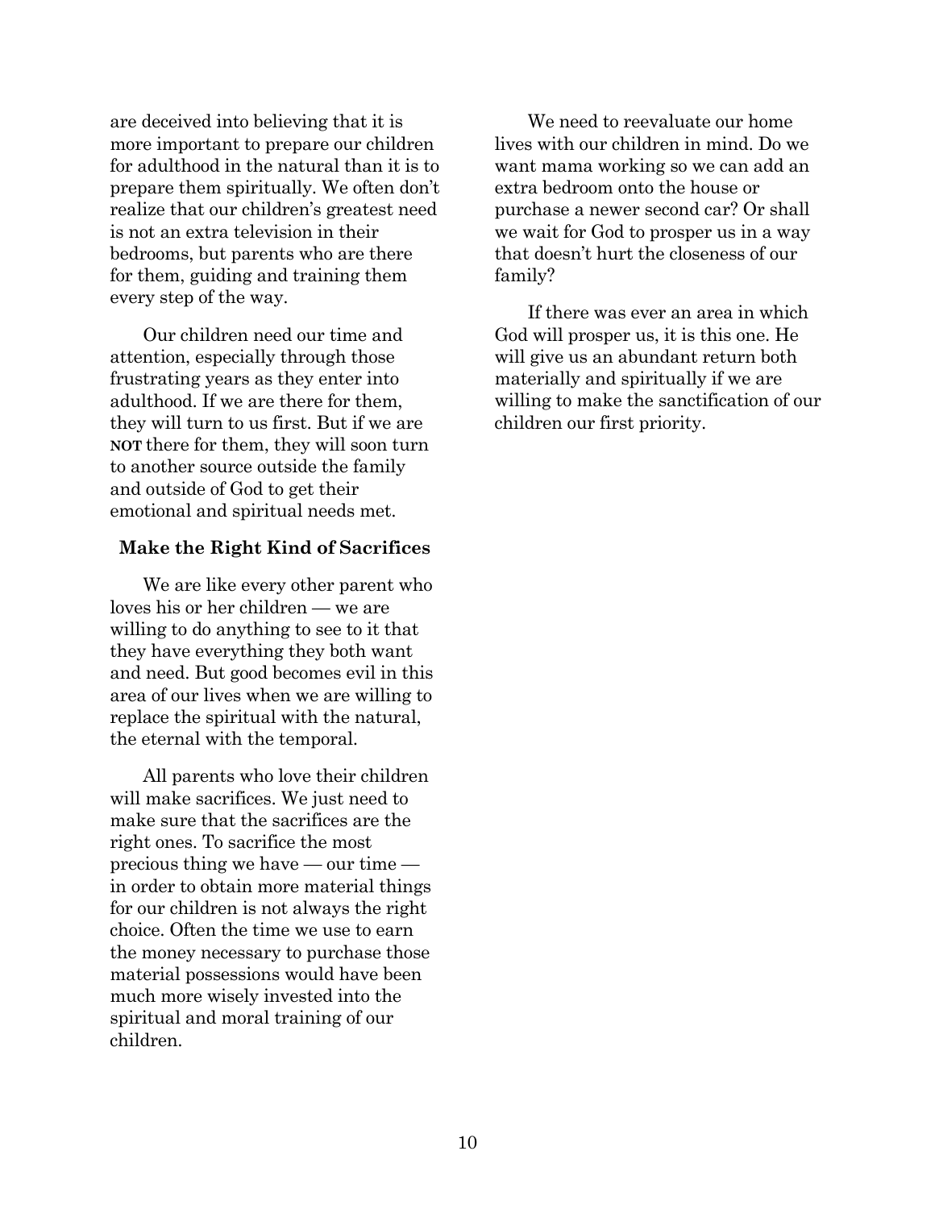are deceived into believing that it is more important to prepare our children for adulthood in the natural than it is to prepare them spiritually. We often don't realize that our children's greatest need is not an extra television in their bedrooms, but parents who are there for them, guiding and training them every step of the way.

Our children need our time and attention, especially through those frustrating years as they enter into adulthood. If we are there for them, they will turn to us first. But if we are **NOT** there for them, they will soon turn to another source outside the family and outside of God to get their emotional and spiritual needs met.

### Make the Right Kind of Sacrifices

We are like every other parent who loves his or her children — we are willing to do anything to see to it that they have everything they both want and need. But good becomes evil in this area of our lives when we are willing to replace the spiritual with the natural, the eternal with the temporal.

All parents who love their children will make sacrifices. We just need to make sure that the sacrifices are the right ones. To sacrifice the most precious thing we have — our time — in order to obtain more material things for our children is not always the right choice. Often the time we use to earn the money necessary to purchase those material possessions would have been much more wisely invested into the spiritual and moral training of our children.

We need to reevaluate our home lives with our children in mind. Do we want mama working so we can add an extra bedroom onto the house or purchase a newer second car? Or shall we wait for God to prosper us in a way that doesn't hurt the closeness of our family?

If there was ever an area in which God will prosper us, it is this one. He will give us an abundant return both materially and spiritually if we are willing to make the sanctification of our children our first priority.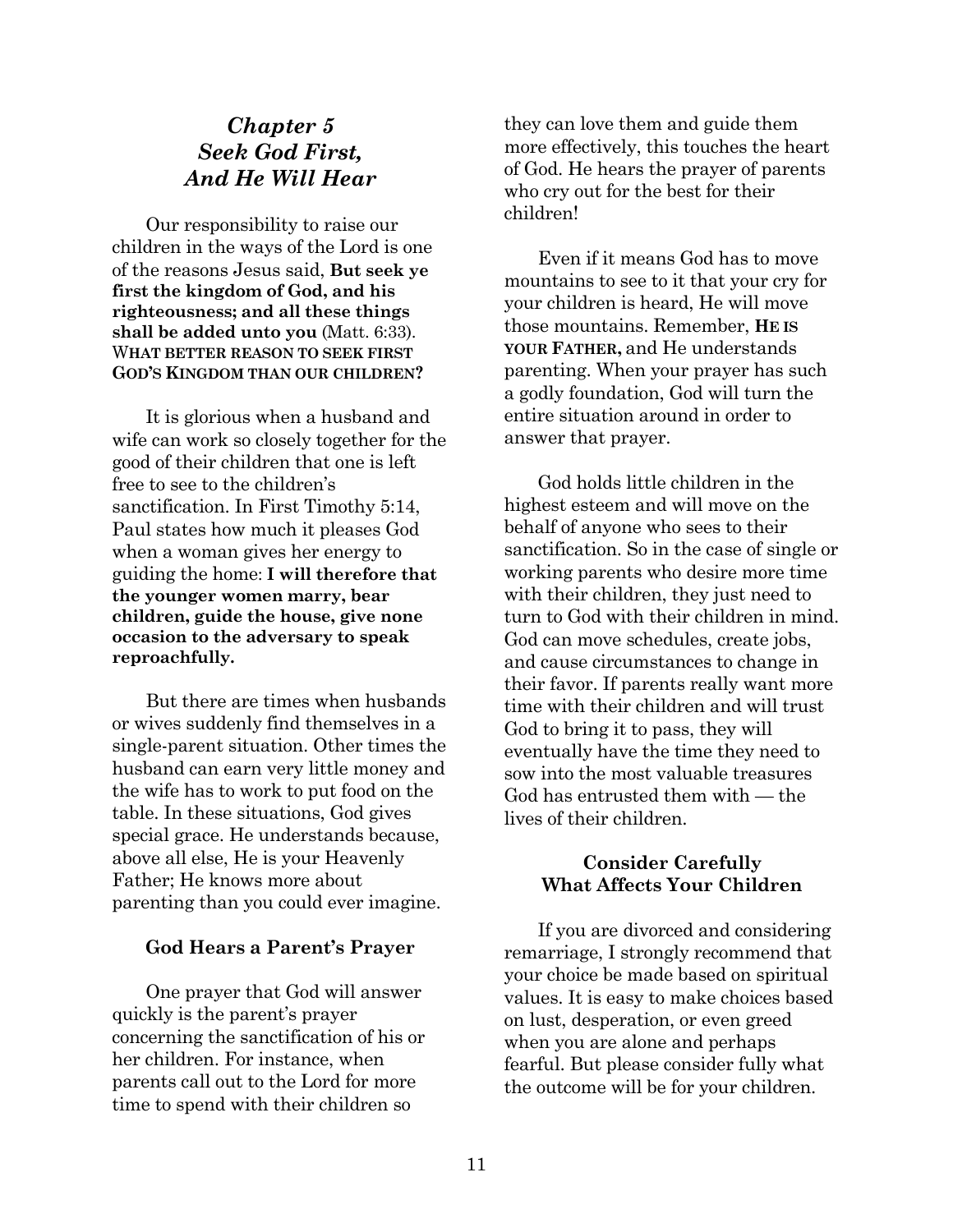## *Chapter 5*
## *Seek God First, And He Will Hear*

Our responsibility to raise our children in the ways of the Lord is one of the reasons Jesus said, **But seek ye first the kingdom of God, and his righteousness; and all these things shall be added unto you** (Matt. 6:33). **WHAT BETTER REASON TO SEEK FIRST GOD'S KINGDOM THAN OUR CHILDREN?**

It is glorious when a husband and wife can work so closely together for the good of their children that one is left free to see to the children's sanctification. In First Timothy 5:14, Paul states how much it pleases God when a woman gives her energy to guiding the home: **I will therefore that the younger women marry, bear children, guide the house, give none occasion to the adversary to speak reproachfully.**

But there are times when husbands or wives suddenly find themselves in a single-parent situation. Other times the husband can earn very little money and the wife has to work to put food on the table. In these situations, God gives special grace. He understands because, above all else, He is your Heavenly Father; He knows more about parenting than you could ever imagine.

### God Hears a Parent's Prayer

One prayer that God will answer quickly is the parent's prayer concerning the sanctification of his or her children. For instance, when parents call out to the Lord for more time to spend with their children so they can love them and guide them more effectively, this touches the heart of God. He hears the prayer of parents who cry out for the best for their children!

Even if it means God has to move mountains to see to it that your cry for your children is heard, He will move those mountains. Remember, **HE IS YOUR FATHER,** and He understands parenting. When your prayer has such a godly foundation, God will turn the entire situation around in order to answer that prayer.

God holds little children in the highest esteem and will move on the behalf of anyone who sees to their sanctification. So in the case of single or working parents who desire more time with their children, they just need to turn to God with their children in mind. God can move schedules, create jobs, and cause circumstances to change in their favor. If parents really want more time with their children and will trust God to bring it to pass, they will eventually have the time they need to sow into the most valuable treasures God has entrusted them with — the lives of their children.

### Consider Carefully What Affects Your Children

If you are divorced and considering remarriage, I strongly recommend that your choice be made based on spiritual values. It is easy to make choices based on lust, desperation, or even greed when you are alone and perhaps fearful. But please consider fully what the outcome will be for your children.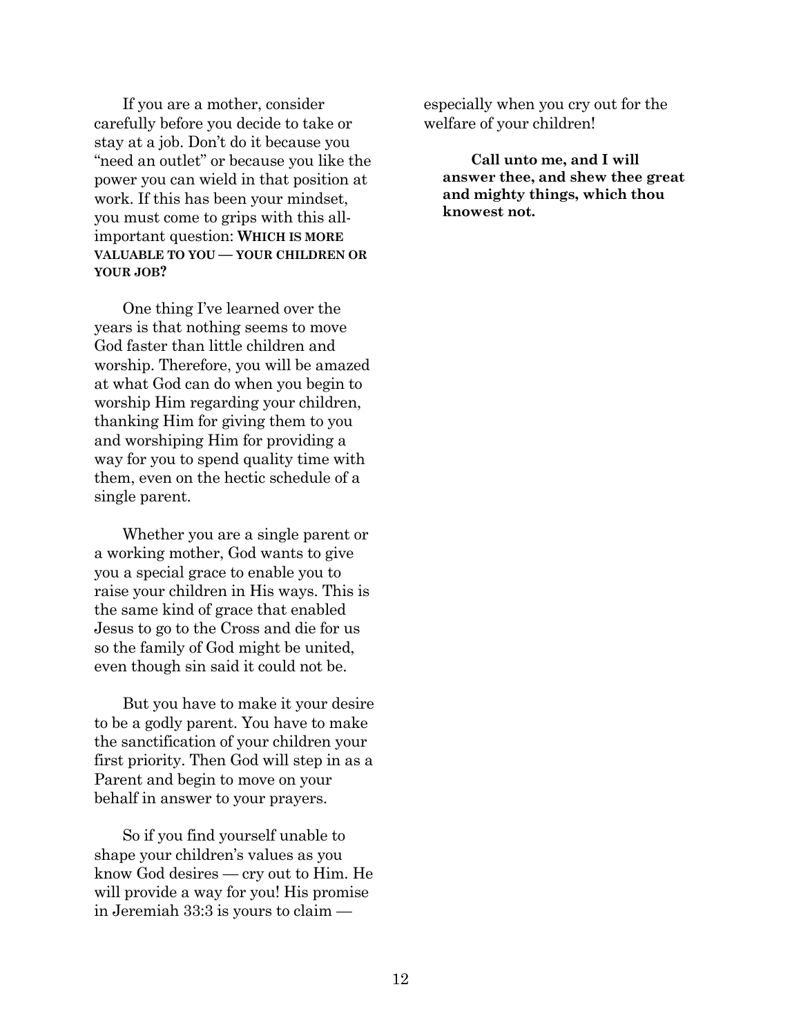If you are a mother, consider carefully before you decide to take or stay at a job. Don't do it because you "need an outlet" or because you like the power you can wield in that position at work. If this has been your mindset, you must come to grips with this all-important question: **WHICH IS MORE VALUABLE TO YOU — YOUR CHILDREN OR YOUR JOB?**

One thing I've learned over the years is that nothing seems to move God faster than little children and worship. Therefore, you will be amazed at what God can do when you begin to worship Him regarding your children, thanking Him for giving them to you and worshiping Him for providing a way for you to spend quality time with them, even on the hectic schedule of a single parent.

Whether you are a single parent or a working mother, God wants to give you a special grace to enable you to raise your children in His ways. This is the same kind of grace that enabled Jesus to go to the Cross and die for us so the family of God might be united, even though sin said it could not be.

But you have to make it your desire to be a godly parent. You have to make the sanctification of your children your first priority. Then God will step in as a Parent and begin to move on your behalf in answer to your prayers.

So if you find yourself unable to shape your children's values as you know God desires — cry out to Him. He will provide a way for you! His promise in Jeremiah 33:3 is yours to claim — especially when you cry out for the welfare of your children!

> **Call unto me, and I will answer thee, and shew thee great and mighty things, which thou knowest not.**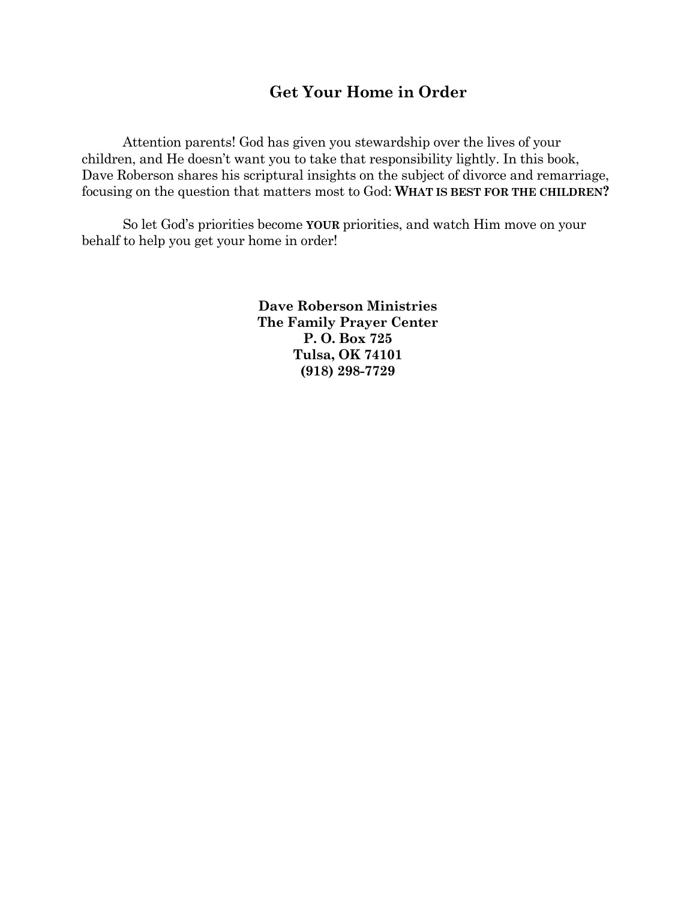## Get Your Home in Order

Attention parents! God has given you stewardship over the lives of your children, and He doesn't want you to take that responsibility lightly. In this book, Dave Roberson shares his scriptural insights on the subject of divorce and remarriage, focusing on the question that matters most to God: **WHAT IS BEST FOR THE CHILDREN?**

So let God's priorities become **YOUR** priorities, and watch Him move on your behalf to help you get your home in order!

**Dave Roberson Ministries**
**The Family Prayer Center**
**P. O. Box 725**
**Tulsa, OK 74101**
**(918) 298-7729**